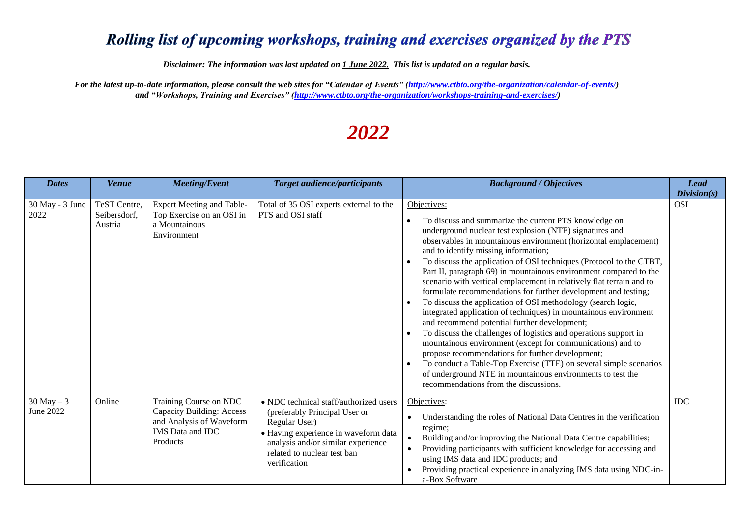# *Rolling list of upcoming workshops, training and exercises organized by the PTS*

***Disclaimer: The information was last updated on 1 June 2022. This list is updated on a regular basis.***

***For the latest up-to-date information, please consult the web sites for "Calendar of Events" (http://www.ctbto.org/the-organization/calendar-of-events/) and "Workshops, Training and Exercises" (http://www.ctbto.org/the-organization/workshops-training-and-exercises/)***

# *2022*

| *Dates* | *Venue* | *Meeting/Event* | *Target audience/participants* | *Background / Objectives* | *Lead Division(s)* |
|---|---|---|---|---|---|
| 30 May - 3 June 2022 | TeST Centre, Seibersdorf, Austria | Expert Meeting and Table-Top Exercise on an OSI in a Mountainous Environment | Total of 35 OSI experts external to the PTS and OSI staff | Objectives:<br>• To discuss and summarize the current PTS knowledge on underground nuclear test explosion (NTE) signatures and observables in mountainous environment (horizontal emplacement) and to identify missing information;<br>• To discuss the application of OSI techniques (Protocol to the CTBT, Part II, paragraph 69) in mountainous environment compared to the scenario with vertical emplacement in relatively flat terrain and to formulate recommendations for further development and testing;<br>• To discuss the application of OSI methodology (search logic, integrated application of techniques) in mountainous environment and recommend potential further development;<br>• To discuss the challenges of logistics and operations support in mountainous environment (except for communications) and to propose recommendations for further development;<br>• To conduct a Table-Top Exercise (TTE) on several simple scenarios of underground NTE in mountainous environments to test the recommendations from the discussions. | OSI |
| 30 May – 3 June 2022 | Online | Training Course on NDC Capacity Building: Access and Analysis of Waveform IMS Data and IDC Products | • NDC technical staff/authorized users (preferably Principal User or Regular User)<br>• Having experience in waveform data analysis and/or similar experience related to nuclear test ban verification | Objectives:<br>• Understanding the roles of National Data Centres in the verification regime;<br>• Building and/or improving the National Data Centre capabilities;<br>• Providing participants with sufficient knowledge for accessing and using IMS data and IDC products; and<br>• Providing practical experience in analyzing IMS data using NDC-in-a-Box Software | IDC |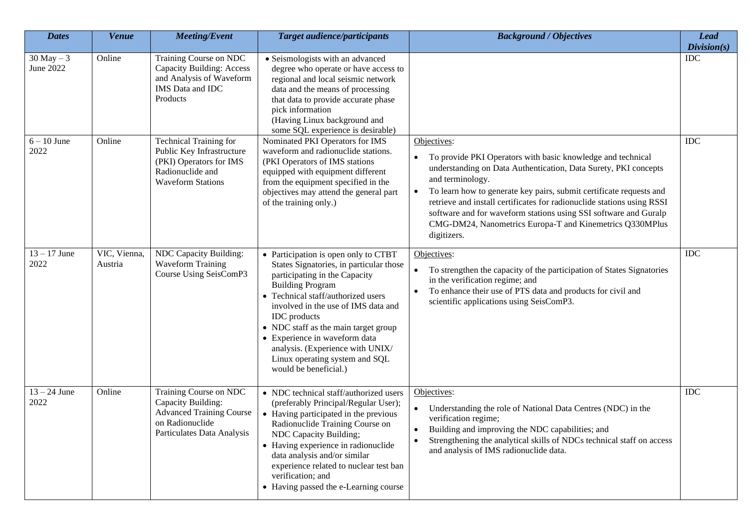| *Dates* | *Venue* | *Meeting/Event* | *Target audience/participants* | *Background / Objectives* | *Lead Division(s)* |
|---|---|---|---|---|---|
| 30 May – 3 June 2022 | Online | Training Course on NDC Capacity Building: Access and Analysis of Waveform IMS Data and IDC Products | • Seismologists with an advanced degree who operate or have access to regional and local seismic network data and the means of processing that data to provide accurate phase pick information (Having Linux background and some SQL experience is desirable) | | IDC |
| 6 – 10 June 2022 | Online | Technical Training for Public Key Infrastructure (PKI) Operators for IMS Radionuclide and Waveform Stations | Nominated PKI Operators for IMS waveform and radionuclide stations. (PKI Operators of IMS stations equipped with equipment different from the equipment specified in the objectives may attend the general part of the training only.) | Objectives: <br>• To provide PKI Operators with basic knowledge and technical understanding on Data Authentication, Data Surety, PKI concepts and terminology. <br>• To learn how to generate key pairs, submit certificate requests and retrieve and install certificates for radionuclide stations using RSSI software and for waveform stations using SSI software and Guralp CMG-DM24, Nanometrics Europa-T and Kinemetrics Q330MPlus digitizers. | IDC |
| 13 – 17 June 2022 | VIC, Vienna, Austria | NDC Capacity Building: Waveform Training Course Using SeisComP3 | • Participation is open only to CTBT States Signatories, in particular those participating in the Capacity Building Program <br>• Technical staff/authorized users involved in the use of IMS data and IDC products <br>• NDC staff as the main target group <br>• Experience in waveform data analysis. (Experience with UNIX/ Linux operating system and SQL would be beneficial.) | Objectives: <br>• To strengthen the capacity of the participation of States Signatories in the verification regime; and <br>• To enhance their use of PTS data and products for civil and scientific applications using SeisComP3. | IDC |
| 13 – 24 June 2022 | Online | Training Course on NDC Capacity Building: Advanced Training Course on Radionuclide Particulates Data Analysis | • NDC technical staff/authorized users (preferably Principal/Regular User); <br>• Having participated in the previous Radionuclide Training Course on NDC Capacity Building; <br>• Having experience in radionuclide data analysis and/or similar experience related to nuclear test ban verification; and <br>• Having passed the e-Learning course | Objectives: <br>• Understanding the role of National Data Centres (NDC) in the verification regime; <br>• Building and improving the NDC capabilities; and <br>• Strengthening the analytical skills of NDCs technical staff on access and analysis of IMS radionuclide data. | IDC |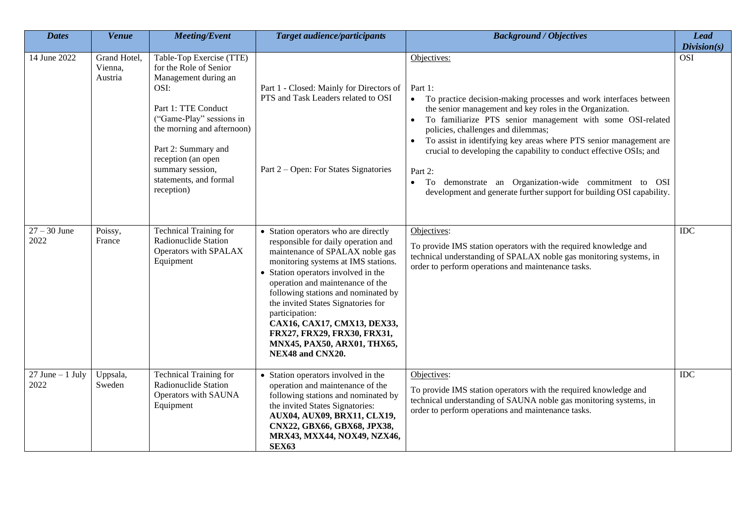| *Dates* | *Venue* | *Meeting/Event* | *Target audience/participants* | *Background / Objectives* | *Lead Division(s)* |
|---|---|---|---|---|---|
| 14 June 2022 | Grand Hotel, Vienna, Austria | Table-Top Exercise (TTE) for the Role of Senior Management during an OSI:<br><br>Part 1: TTE Conduct ("Game-Play" sessions in the morning and afternoon)<br><br>Part 2: Summary and reception (an open summary session, statements, and formal reception) | Part 1 - Closed: Mainly for Directors of PTS and Task Leaders related to OSI<br><br>Part 2 – Open: For States Signatories | Objectives:<br><br>Part 1:<br>• To practice decision-making processes and work interfaces between the senior management and key roles in the Organization.<br>• To familiarize PTS senior management with some OSI-related policies, challenges and dilemmas;<br>• To assist in identifying key areas where PTS senior management are crucial to developing the capability to conduct effective OSIs; and<br><br>Part 2:<br>• To demonstrate an Organization-wide commitment to OSI development and generate further support for building OSI capability. | OSI |
| 27 – 30 June 2022 | Poissy, France | Technical Training for Radionuclide Station Operators with SPALAX Equipment | • Station operators who are directly responsible for daily operation and maintenance of SPALAX noble gas monitoring systems at IMS stations.<br>• Station operators involved in the operation and maintenance of the following stations and nominated by the invited States Signatories for participation: **CAX16, CAX17, CMX13, DEX33, FRX27, FRX29, FRX30, FRX31, MNX45, PAX50, ARX01, THX65, NEX48 and CNX20.** | Objectives:<br>To provide IMS station operators with the required knowledge and technical understanding of SPALAX noble gas monitoring systems, in order to perform operations and maintenance tasks. | IDC |
| 27 June – 1 July 2022 | Uppsala, Sweden | Technical Training for Radionuclide Station Operators with SAUNA Equipment | • Station operators involved in the operation and maintenance of the following stations and nominated by the invited States Signatories: **AUX04, AUX09, BRX11, CLX19, CNX22, GBX66, GBX68, JPX38, MRX43, MXX44, NOX49, NZX46, SEX63** | Objectives:<br>To provide IMS station operators with the required knowledge and technical understanding of SAUNA noble gas monitoring systems, in order to perform operations and maintenance tasks. | IDC |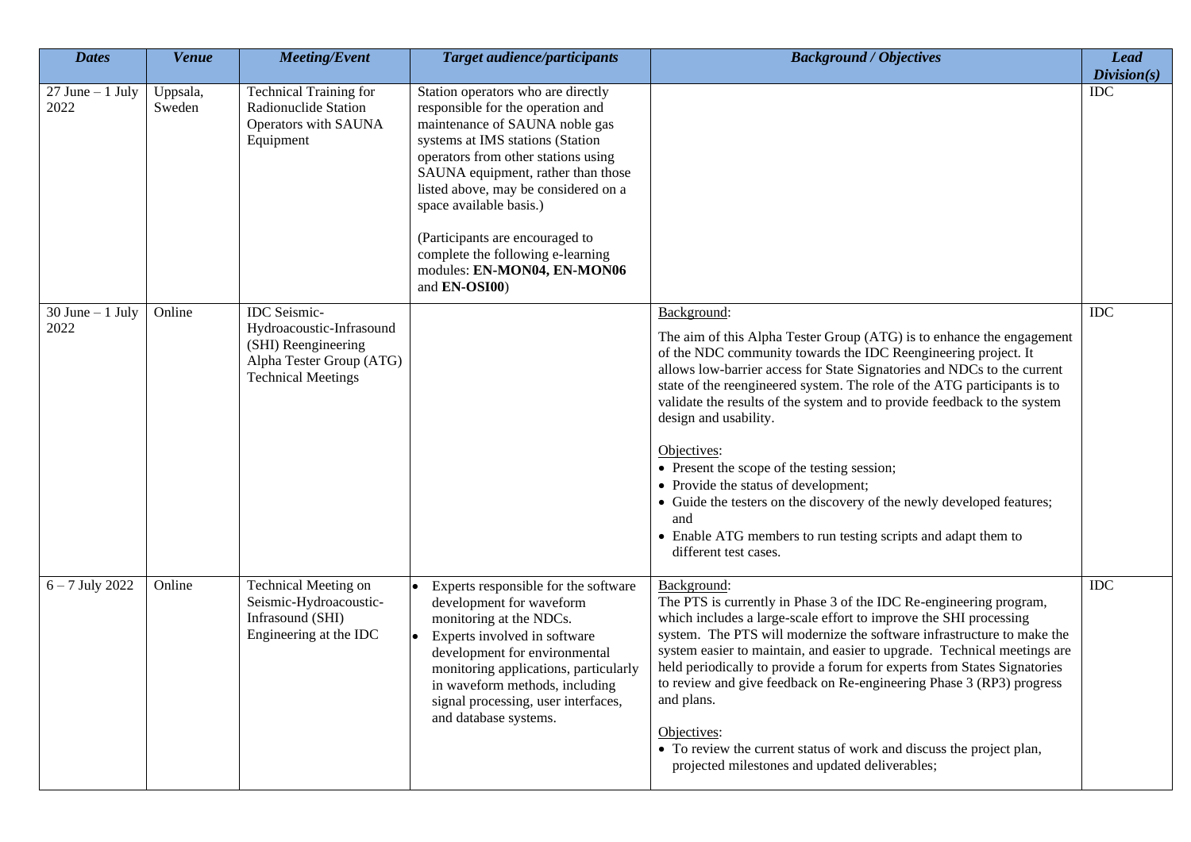| *Dates* | *Venue* | *Meeting/Event* | *Target audience/participants* | *Background / Objectives* | *Lead Division(s)* |
|---|---|---|---|---|---|
| 27 June – 1 July 2022 | Uppsala, Sweden | Technical Training for Radionuclide Station Operators with SAUNA Equipment | Station operators who are directly responsible for the operation and maintenance of SAUNA noble gas systems at IMS stations (Station operators from other stations using SAUNA equipment, rather than those listed above, may be considered on a space available basis.)<br><br>(Participants are encouraged to complete the following e-learning modules: **EN-MON04, EN-MON06** and **EN-OSI00**) | | IDC |
| 30 June – 1 July 2022 | Online | IDC Seismic-Hydroacoustic-Infrasound (SHI) Reengineering Alpha Tester Group (ATG) Technical Meetings | | Background:<br><br>The aim of this Alpha Tester Group (ATG) is to enhance the engagement of the NDC community towards the IDC Reengineering project. It allows low-barrier access for State Signatories and NDCs to the current state of the reengineered system. The role of the ATG participants is to validate the results of the system and to provide feedback to the system design and usability.<br><br>Objectives:<br>• Present the scope of the testing session;<br>• Provide the status of development;<br>• Guide the testers on the discovery of the newly developed features; and<br>• Enable ATG members to run testing scripts and adapt them to different test cases. | IDC |
| 6 – 7 July 2022 | Online | Technical Meeting on Seismic-Hydroacoustic-Infrasound (SHI) Engineering at the IDC | • Experts responsible for the software development for waveform monitoring at the NDCs.<br>• Experts involved in software development for environmental monitoring applications, particularly in waveform methods, including signal processing, user interfaces, and database systems. | Background:<br>The PTS is currently in Phase 3 of the IDC Re-engineering program, which includes a large-scale effort to improve the SHI processing system. The PTS will modernize the software infrastructure to make the system easier to maintain, and easier to upgrade. Technical meetings are held periodically to provide a forum for experts from States Signatories to review and give feedback on Re-engineering Phase 3 (RP3) progress and plans.<br><br>Objectives:<br>• To review the current status of work and discuss the project plan, projected milestones and updated deliverables; | IDC |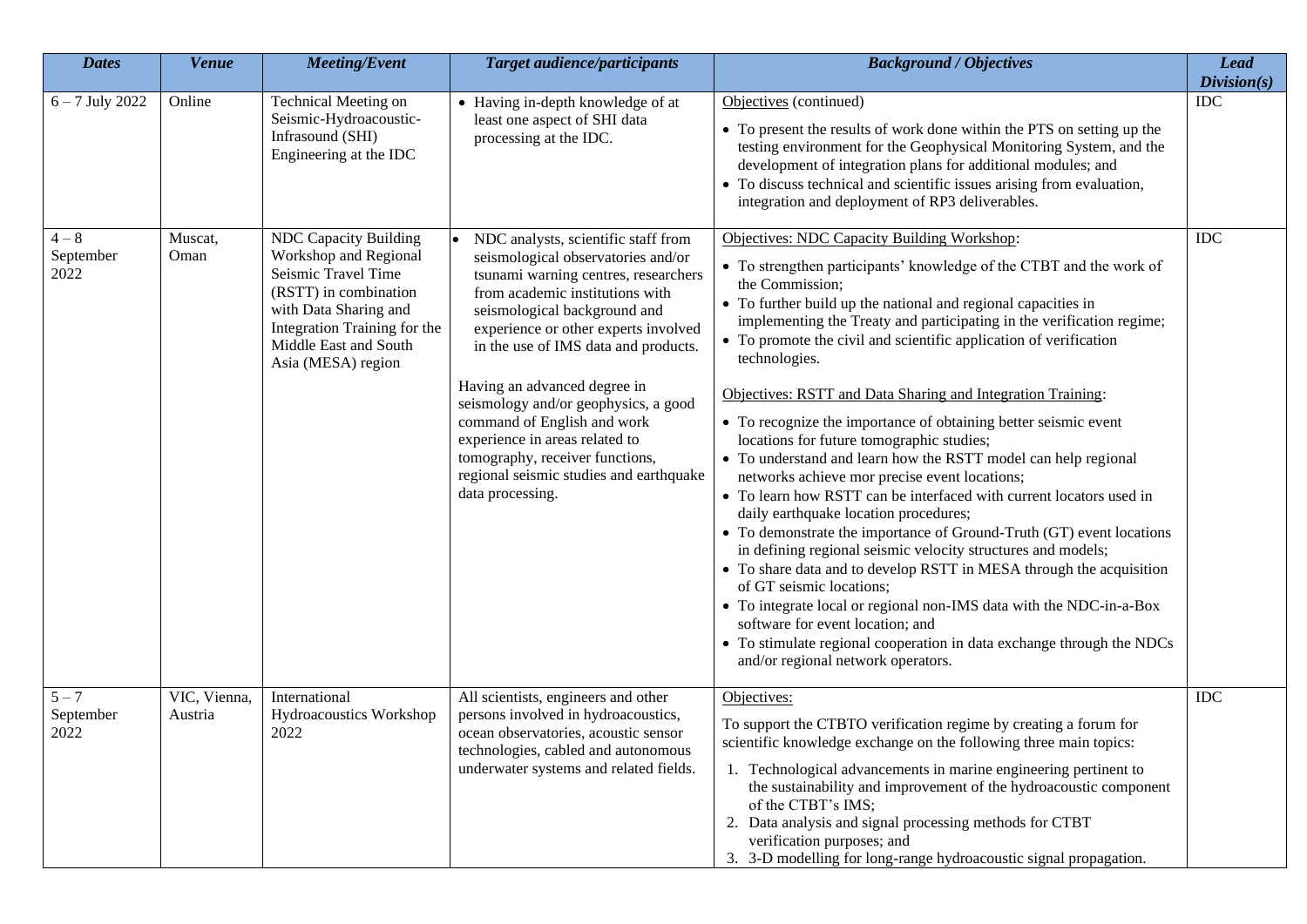| *Dates* | *Venue* | *Meeting/Event* | *Target audience/participants* | *Background / Objectives* | *Lead Division(s)* |
|---|---|---|---|---|---|
| 6 – 7 July 2022 | Online | Technical Meeting on Seismic-Hydroacoustic-Infrasound (SHI) Engineering at the IDC | • Having in-depth knowledge of at least one aspect of SHI data processing at the IDC. | Objectives (continued)<br>• To present the results of work done within the PTS on setting up the testing environment for the Geophysical Monitoring System, and the development of integration plans for additional modules; and<br>• To discuss technical and scientific issues arising from evaluation, integration and deployment of RP3 deliverables. | IDC |
| 4 – 8 September 2022 | Muscat, Oman | NDC Capacity Building Workshop and Regional Seismic Travel Time (RSTT) in combination with Data Sharing and Integration Training for the Middle East and South Asia (MESA) region | • NDC analysts, scientific staff from seismological observatories and/or tsunami warning centres, researchers from academic institutions with seismological background and experience or other experts involved in the use of IMS data and products.<br><br>Having an advanced degree in seismology and/or geophysics, a good command of English and work experience in areas related to tomography, receiver functions, regional seismic studies and earthquake data processing. | Objectives: NDC Capacity Building Workshop:<br>• To strengthen participants' knowledge of the CTBT and the work of the Commission;<br>• To further build up the national and regional capacities in implementing the Treaty and participating in the verification regime;<br>• To promote the civil and scientific application of verification technologies.<br><br>Objectives: RSTT and Data Sharing and Integration Training:<br>• To recognize the importance of obtaining better seismic event locations for future tomographic studies;<br>• To understand and learn how the RSTT model can help regional networks achieve mor precise event locations;<br>• To learn how RSTT can be interfaced with current locators used in daily earthquake location procedures;<br>• To demonstrate the importance of Ground-Truth (GT) event locations in defining regional seismic velocity structures and models;<br>• To share data and to develop RSTT in MESA through the acquisition of GT seismic locations;<br>• To integrate local or regional non-IMS data with the NDC-in-a-Box software for event location; and<br>• To stimulate regional cooperation in data exchange through the NDCs and/or regional network operators. | IDC |
| 5 – 7 September 2022 | VIC, Vienna, Austria | International Hydroacoustics Workshop 2022 | All scientists, engineers and other persons involved in hydroacoustics, ocean observatories, acoustic sensor technologies, cabled and autonomous underwater systems and related fields. | Objectives:<br>To support the CTBTO verification regime by creating a forum for scientific knowledge exchange on the following three main topics:<br>1. Technological advancements in marine engineering pertinent to the sustainability and improvement of the hydroacoustic component of the CTBT's IMS;<br>2. Data analysis and signal processing methods for CTBT verification purposes; and<br>3. 3-D modelling for long-range hydroacoustic signal propagation. | IDC |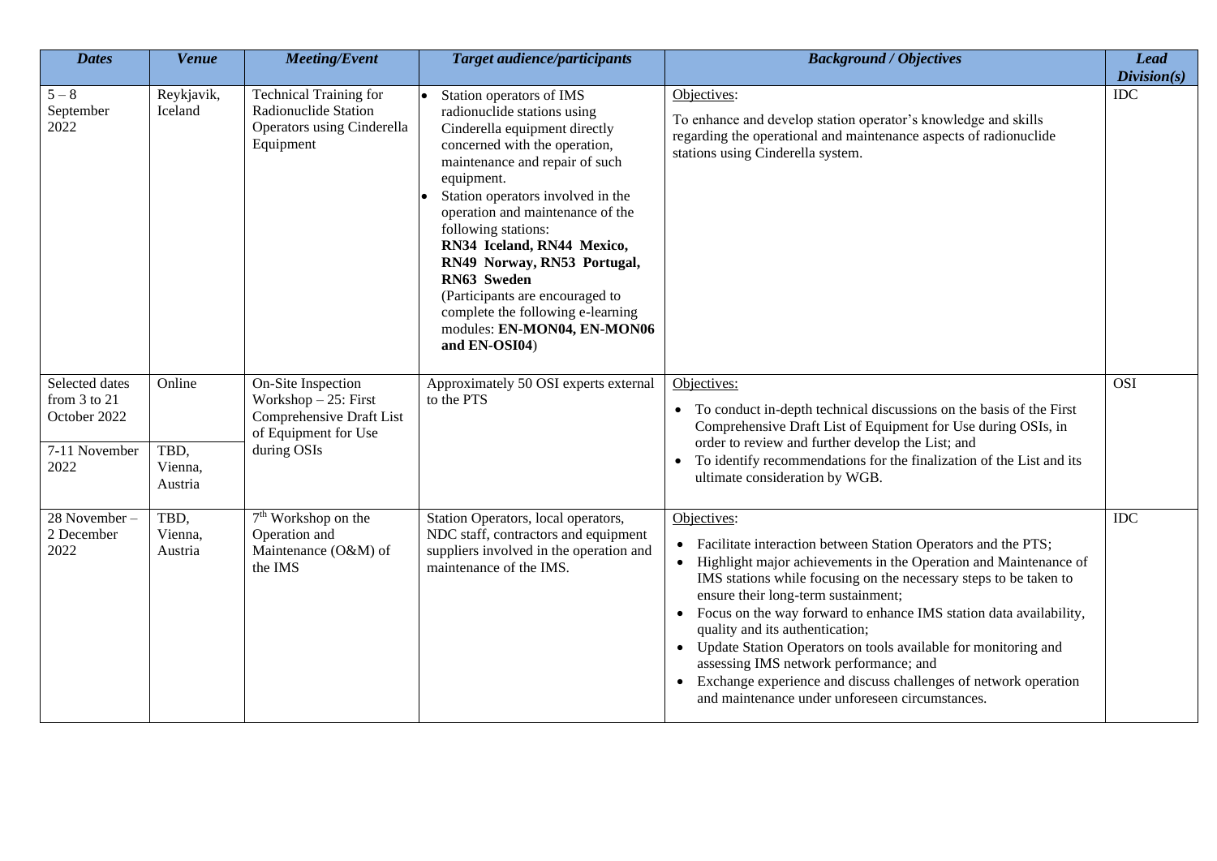| *Dates* | *Venue* | *Meeting/Event* | *Target audience/participants* | *Background / Objectives* | *Lead Division(s)* |
|---|---|---|---|---|---|
| 5 – 8 September 2022 | Reykjavik, Iceland | Technical Training for Radionuclide Station Operators using Cinderella Equipment | • Station operators of IMS radionuclide stations using Cinderella equipment directly concerned with the operation, maintenance and repair of such equipment.<br>• Station operators involved in the operation and maintenance of the following stations: **RN34 Iceland, RN44 Mexico, RN49 Norway, RN53 Portugal, RN63 Sweden** (Participants are encouraged to complete the following e-learning modules: **EN-MON04, EN-MON06 and EN-OSI04**) | Objectives:<br>To enhance and develop station operator's knowledge and skills regarding the operational and maintenance aspects of radionuclide stations using Cinderella system. | IDC |
| Selected dates from 3 to 21 October 2022<br><br>7-11 November 2022 | Online<br><br>TBD, Vienna, Austria | On-Site Inspection Workshop – 25: First Comprehensive Draft List of Equipment for Use during OSIs | Approximately 50 OSI experts external to the PTS | Objectives:<br>• To conduct in-depth technical discussions on the basis of the First Comprehensive Draft List of Equipment for Use during OSIs, in order to review and further develop the List; and<br>• To identify recommendations for the finalization of the List and its ultimate consideration by WGB. | OSI |
| 28 November – 2 December 2022 | TBD, Vienna, Austria | 7th Workshop on the Operation and Maintenance (O&M) of the IMS | Station Operators, local operators, NDC staff, contractors and equipment suppliers involved in the operation and maintenance of the IMS. | Objectives:<br>• Facilitate interaction between Station Operators and the PTS;<br>• Highlight major achievements in the Operation and Maintenance of IMS stations while focusing on the necessary steps to be taken to ensure their long-term sustainment;<br>• Focus on the way forward to enhance IMS station data availability, quality and its authentication;<br>• Update Station Operators on tools available for monitoring and assessing IMS network performance; and<br>• Exchange experience and discuss challenges of network operation and maintenance under unforeseen circumstances. | IDC |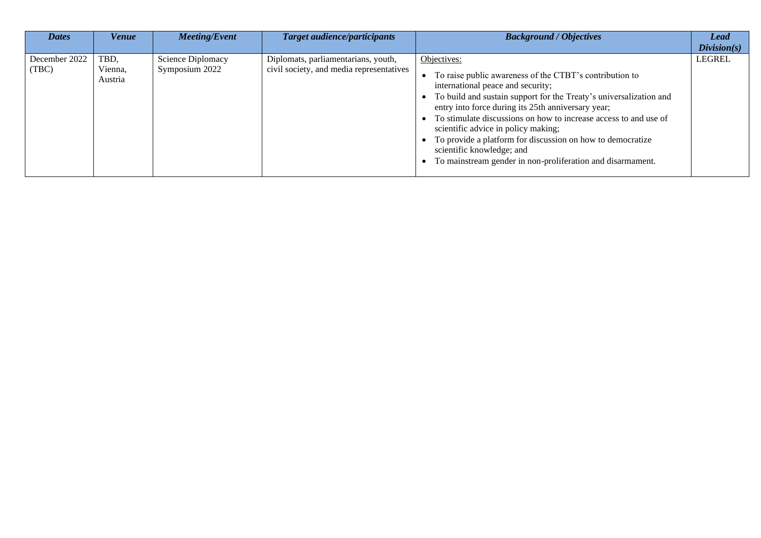| *Dates* | *Venue* | *Meeting/Event* | *Target audience/participants* | *Background / Objectives* | *Lead Division(s)* |
|---|---|---|---|---|---|
| December 2022 (TBC) | TBD, Vienna, Austria | Science Diplomacy Symposium 2022 | Diplomats, parliamentarians, youth, civil society, and media representatives | Objectives:<br>• To raise public awareness of the CTBT's contribution to international peace and security;<br>• To build and sustain support for the Treaty's universalization and entry into force during its 25th anniversary year;<br>• To stimulate discussions on how to increase access to and use of scientific advice in policy making;<br>• To provide a platform for discussion on how to democratize scientific knowledge; and<br>• To mainstream gender in non-proliferation and disarmament. | LEGREL |